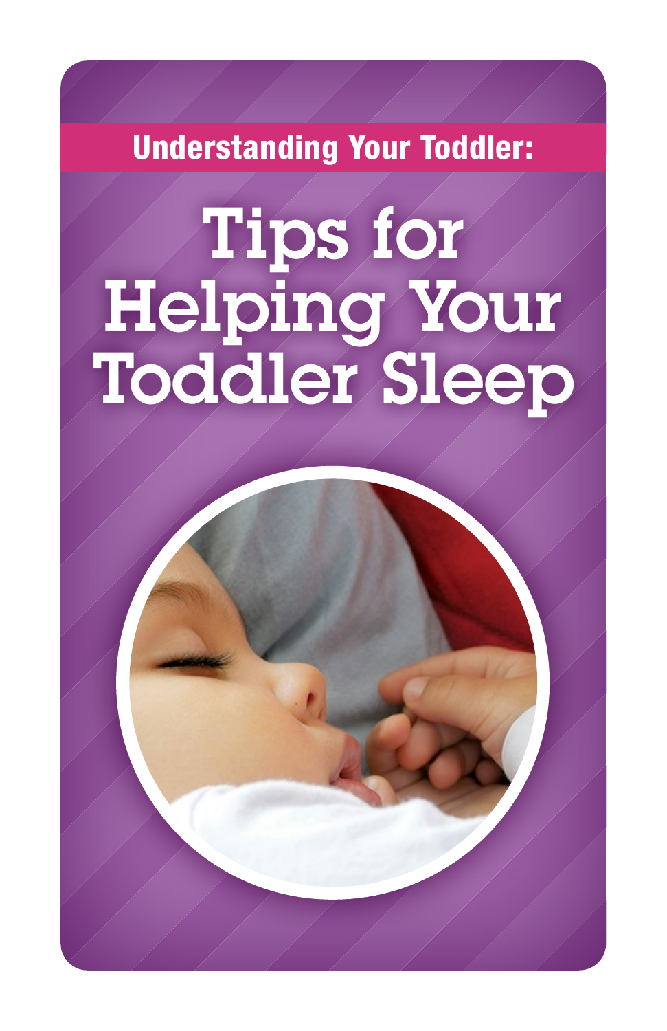Understanding Your Toddler:

# Tips for Helping Your Toddler Sleep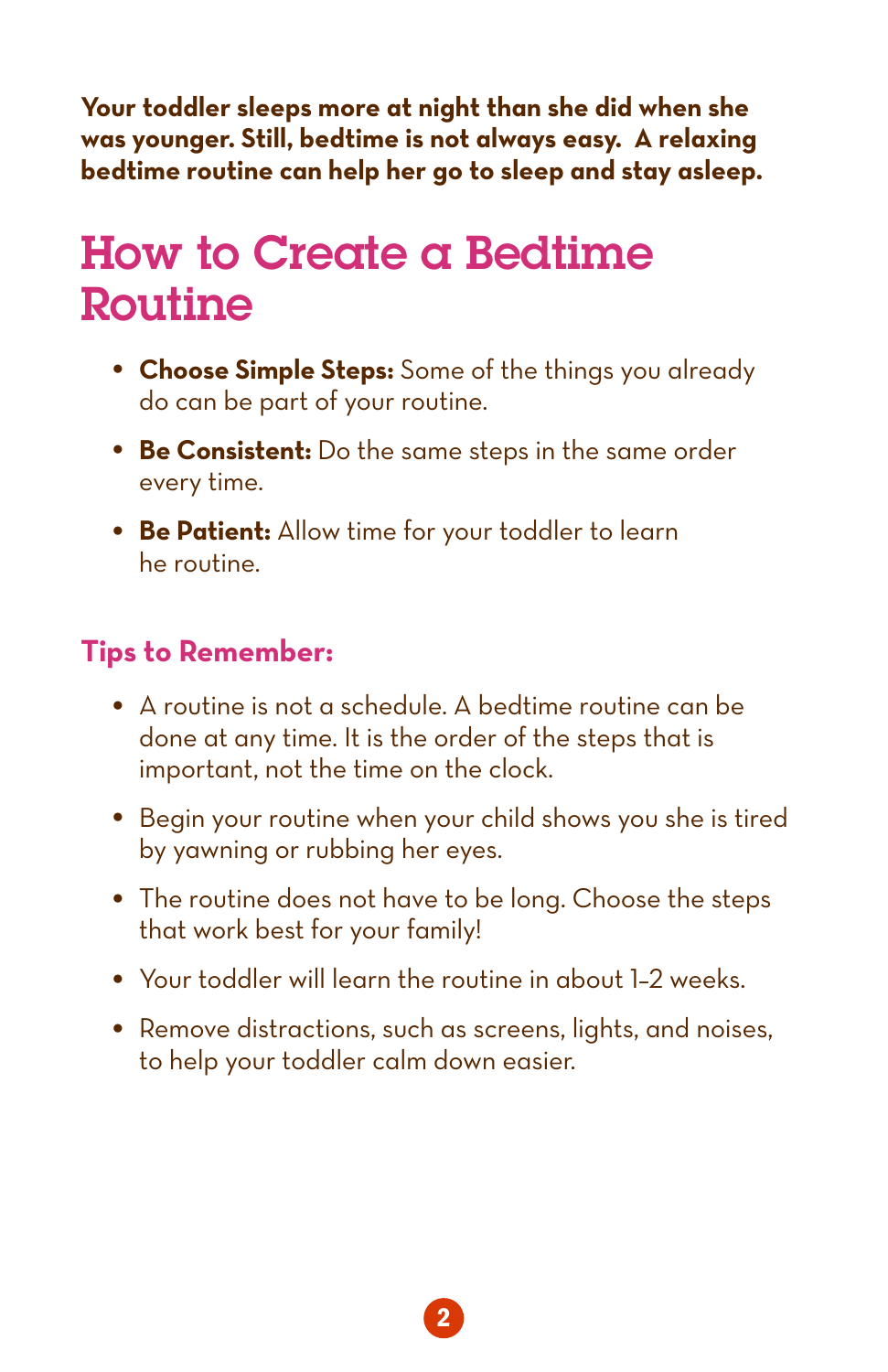**Your toddler sleeps more at night than she did when she was younger. Still, bedtime is not always easy. A relaxing bedtime routine can help her go to sleep and stay asleep.**

# How to Create a Bedtime Routine

- **Choose Simple Steps:** Some of the things you already do can be part of your routine.
- **Be Consistent:** Do the same steps in the same order every time.
- **Be Patient:** Allow time for your toddler to learn he routine.

## Tips to Remember:

- A routine is not a schedule. A bedtime routine can be done at any time. It is the order of the steps that is important, not the time on the clock.
- Begin your routine when your child shows you she is tired by yawning or rubbing her eyes.
- The routine does not have to be long. Choose the steps that work best for your family!
- Your toddler will learn the routine in about 1–2 weeks.
- Remove distractions, such as screens, lights, and noises, to help your toddler calm down easier.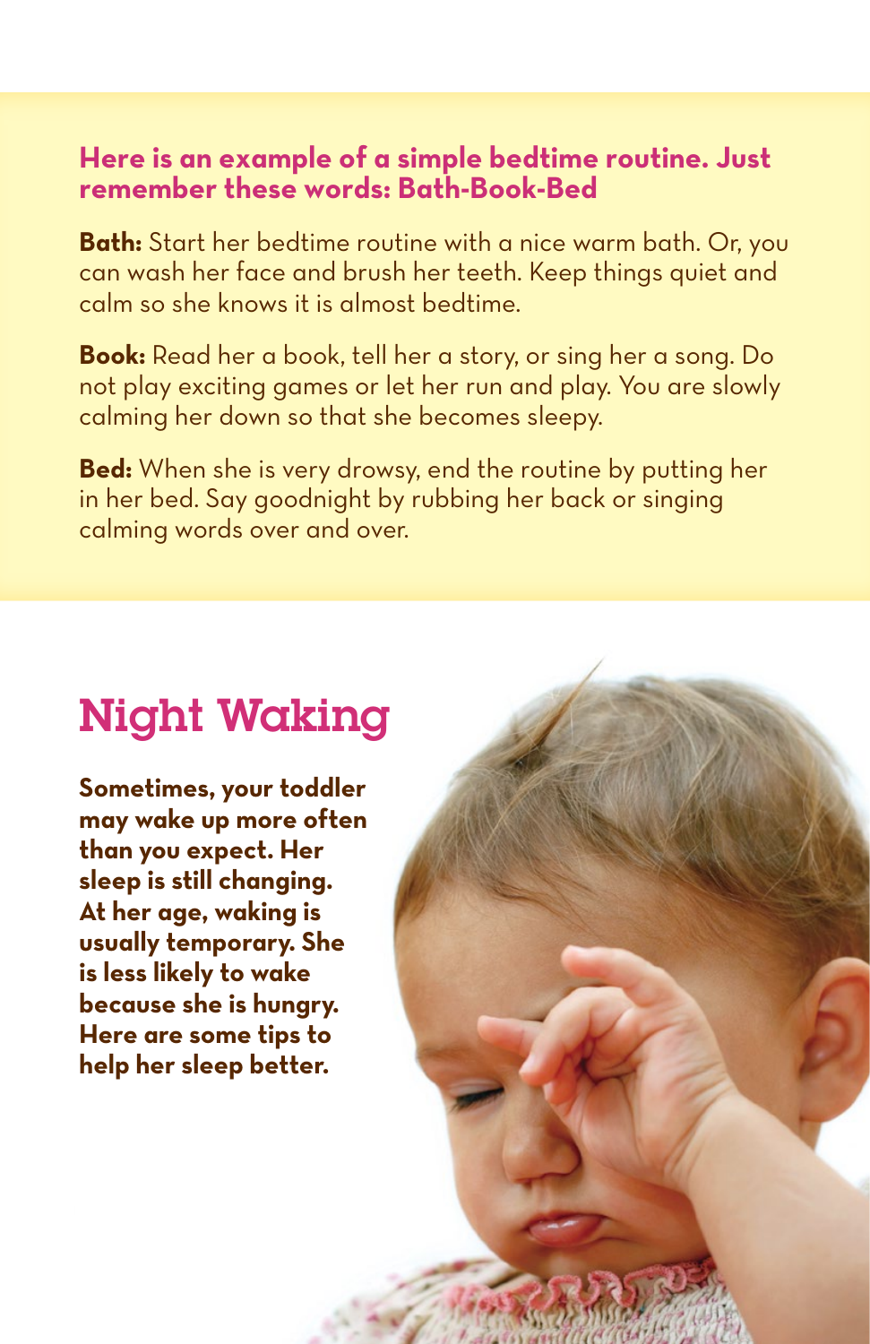**Here is an example of a simple bedtime routine. Just remember these words: Bath-Book-Bed**

**Bath:** Start her bedtime routine with a nice warm bath. Or, you can wash her face and brush her teeth. Keep things quiet and calm so she knows it is almost bedtime.

**Book:** Read her a book, tell her a story, or sing her a song. Do not play exciting games or let her run and play. You are slowly calming her down so that she becomes sleepy.

**Bed:** When she is very drowsy, end the routine by putting her in her bed. Say goodnight by rubbing her back or singing calming words over and over.

## Night Waking

**Sometimes, your toddler may wake up more often than you expect. Her sleep is still changing. At her age, waking is usually temporary. She is less likely to wake because she is hungry. Here are some tips to help her sleep better.**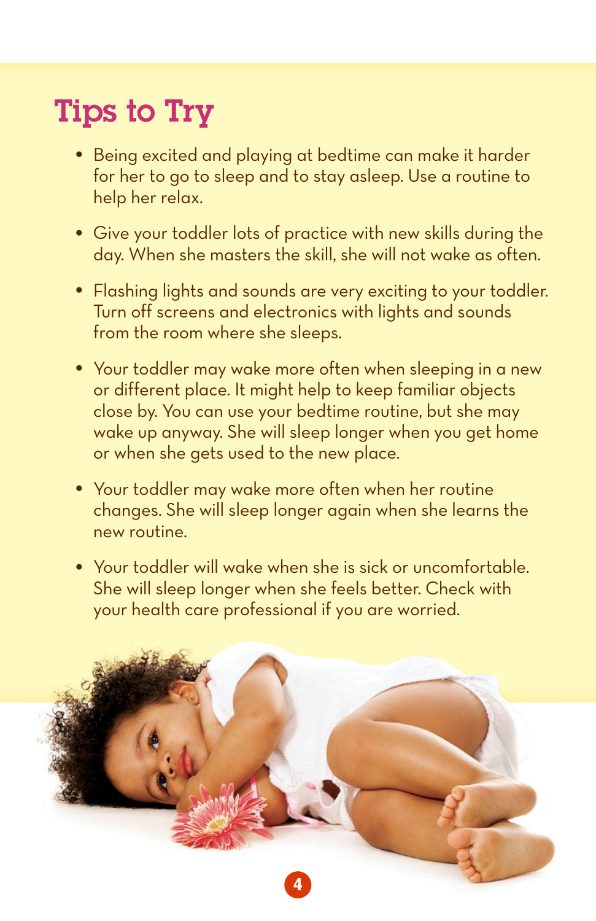# Tips to Try

- Being excited and playing at bedtime can make it harder for her to go to sleep and to stay asleep. Use a routine to help her relax.
- Give your toddler lots of practice with new skills during the day. When she masters the skill, she will not wake as often.
- Flashing lights and sounds are very exciting to your toddler. Turn off screens and electronics with lights and sounds from the room where she sleeps.
- Your toddler may wake more often when sleeping in a new or different place. It might help to keep familiar objects close by. You can use your bedtime routine, but she may wake up anyway. She will sleep longer when you get home or when she gets used to the new place.
- Your toddler may wake more often when her routine changes. She will sleep longer again when she learns the new routine.
- Your toddler will wake when she is sick or uncomfortable. She will sleep longer when she feels better. Check with your health care professional if you are worried.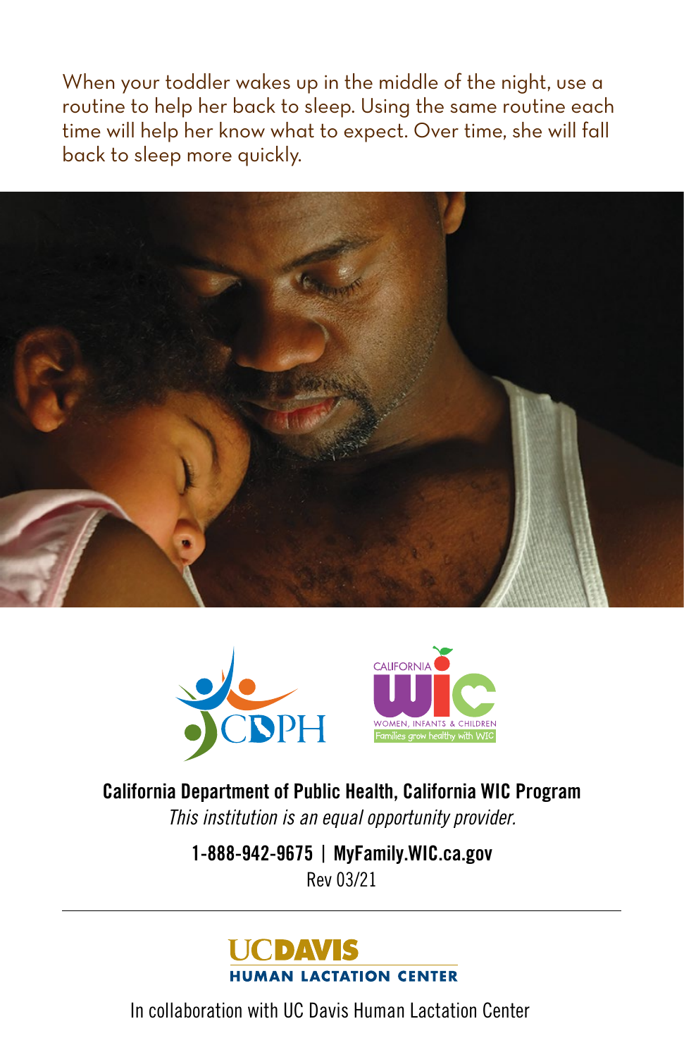When your toddler wakes up in the middle of the night, use a routine to help her back to sleep. Using the same routine each time will help her know what to expect. Over time, she will fall back to sleep more quickly.

**California Department of Public Health, California WIC Program**

*This institution is an equal opportunity provider.*

**1-888-942-9675 | MyFamily.WIC.ca.gov**

Rev 03/21

In collaboration with UC Davis Human Lactation Center